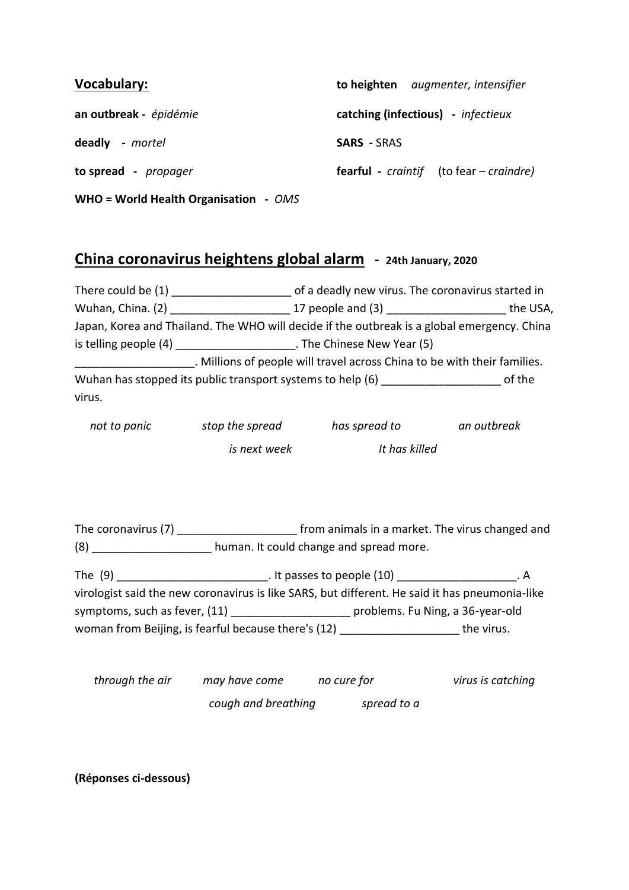**Vocabulary:**

**an outbreak** - *épidémie*

**deadly** - *mortel*

**to spread** - *propager*

**WHO = World Health Organisation** - *OMS*

**to heighten** *augmenter, intensifier*

**catching (infectious)** - *infectieux*

**SARS** - SRAS

**fearful** - *craintif* (to fear – *craindre)*

## China coronavirus heightens global alarm - 24th January, 2020

There could be (1) ___________________ of a deadly new virus. The coronavirus started in Wuhan, China. (2) ___________________ 17 people and (3) ___________________ the USA, Japan, Korea and Thailand. The WHO will decide if the outbreak is a global emergency. China is telling people (4) ___________________. The Chinese New Year (5) ___________________. Millions of people will travel across China to be with their families. Wuhan has stopped its public transport systems to help (6) ___________________ of the virus.

*not to panic* *stop the spread* *has spread to* *an outbreak*

*is next week* *It has killed*

The coronavirus (7) ___________________ from animals in a market. The virus changed and (8) ___________________ human. It could change and spread more.

The (9) ________________________. It passes to people (10) ___________________. A virologist said the new coronavirus is like SARS, but different. He said it has pneumonia-like symptoms, such as fever, (11) ___________________ problems. Fu Ning, a 36-year-old woman from Beijing, is fearful because there's (12) ___________________ the virus.

*through the air* *may have come* *no cure for* *virus is catching*

*cough and breathing* *spread to a*

**(Réponses ci-dessous)**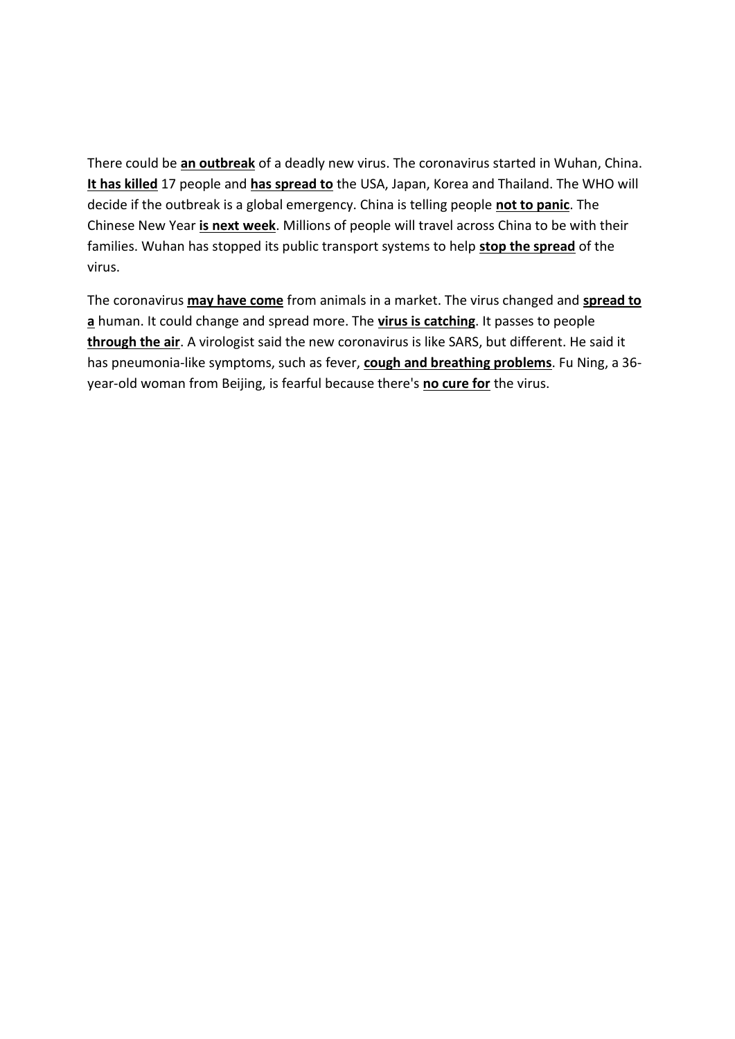There could be **an outbreak** of a deadly new virus. The coronavirus started in Wuhan, China. **It has killed** 17 people and **has spread to** the USA, Japan, Korea and Thailand. The WHO will decide if the outbreak is a global emergency. China is telling people **not to panic**. The Chinese New Year **is next week**. Millions of people will travel across China to be with their families. Wuhan has stopped its public transport systems to help **stop the spread** of the virus.

The coronavirus **may have come** from animals in a market. The virus changed and **spread to a** human. It could change and spread more. The **virus is catching**. It passes to people **through the air**. A virologist said the new coronavirus is like SARS, but different. He said it has pneumonia-like symptoms, such as fever, **cough and breathing problems**. Fu Ning, a 36-year-old woman from Beijing, is fearful because there's **no cure for** the virus.